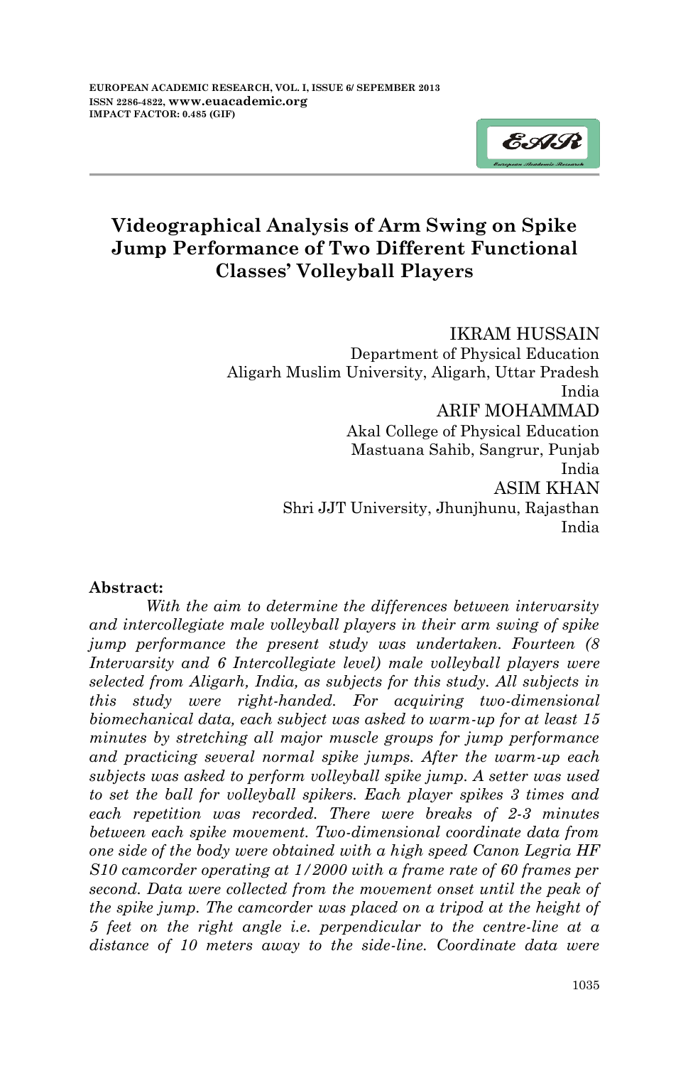# Videographical Analysis of Arm Swing on Spike Jump Performance of Two Different Functional Classes' Volleyball Players

IKRAM HUSSAIN
Department of Physical Education
Aligarh Muslim University, Aligarh, Uttar Pradesh
India

ARIF MOHAMMAD
Akal College of Physical Education
Mastuana Sahib, Sangrur, Punjab
India

ASIM KHAN
Shri JJT University, Jhunjhunu, Rajasthan
India

**Abstract:**

*With the aim to determine the differences between intervarsity and intercollegiate male volleyball players in their arm swing of spike jump performance the present study was undertaken. Fourteen (8 Intervarsity and 6 Intercollegiate level) male volleyball players were selected from Aligarh, India, as subjects for this study. All subjects in this study were right-handed. For acquiring two-dimensional biomechanical data, each subject was asked to warm-up for at least 15 minutes by stretching all major muscle groups for jump performance and practicing several normal spike jumps. After the warm-up each subjects was asked to perform volleyball spike jump. A setter was used to set the ball for volleyball spikers. Each player spikes 3 times and each repetition was recorded. There were breaks of 2-3 minutes between each spike movement. Two-dimensional coordinate data from one side of the body were obtained with a high speed Canon Legria HF S10 camcorder operating at 1/2000 with a frame rate of 60 frames per second. Data were collected from the movement onset until the peak of the spike jump. The camcorder was placed on a tripod at the height of 5 feet on the right angle i.e. perpendicular to the centre-line at a distance of 10 meters away to the side-line. Coordinate data were*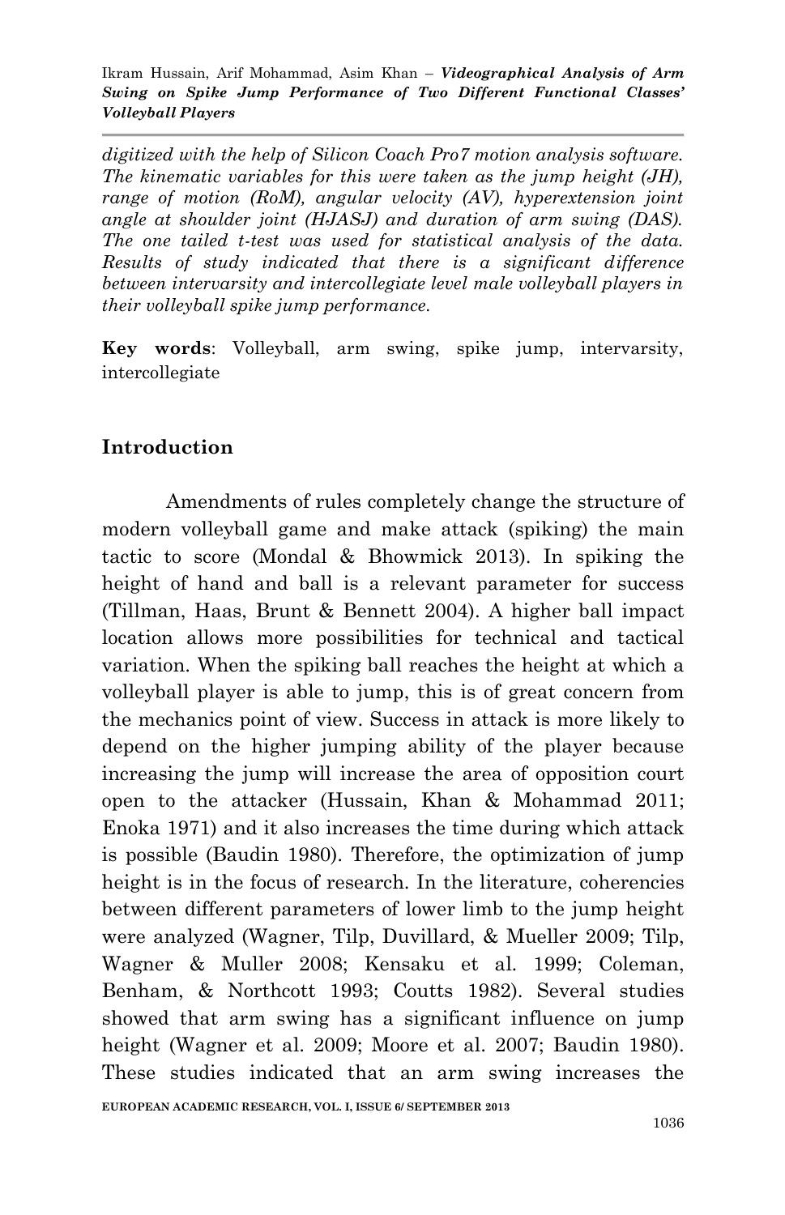*digitized with the help of Silicon Coach Pro7 motion analysis software. The kinematic variables for this were taken as the jump height (JH), range of motion (RoM), angular velocity (AV), hyperextension joint angle at shoulder joint (HJASJ) and duration of arm swing (DAS). The one tailed t-test was used for statistical analysis of the data. Results of study indicated that there is a significant difference between intervarsity and intercollegiate level male volleyball players in their volleyball spike jump performance.*

**Key words**: Volleyball, arm swing, spike jump, intervarsity, intercollegiate

## Introduction

Amendments of rules completely change the structure of modern volleyball game and make attack (spiking) the main tactic to score (Mondal & Bhowmick 2013). In spiking the height of hand and ball is a relevant parameter for success (Tillman, Haas, Brunt & Bennett 2004). A higher ball impact location allows more possibilities for technical and tactical variation. When the spiking ball reaches the height at which a volleyball player is able to jump, this is of great concern from the mechanics point of view. Success in attack is more likely to depend on the higher jumping ability of the player because increasing the jump will increase the area of opposition court open to the attacker (Hussain, Khan & Mohammad 2011; Enoka 1971) and it also increases the time during which attack is possible (Baudin 1980). Therefore, the optimization of jump height is in the focus of research. In the literature, coherencies between different parameters of lower limb to the jump height were analyzed (Wagner, Tilp, Duvillard, & Mueller 2009; Tilp, Wagner & Muller 2008; Kensaku et al. 1999; Coleman, Benham, & Northcott 1993; Coutts 1982). Several studies showed that arm swing has a significant influence on jump height (Wagner et al. 2009; Moore et al. 2007; Baudin 1980). These studies indicated that an arm swing increases the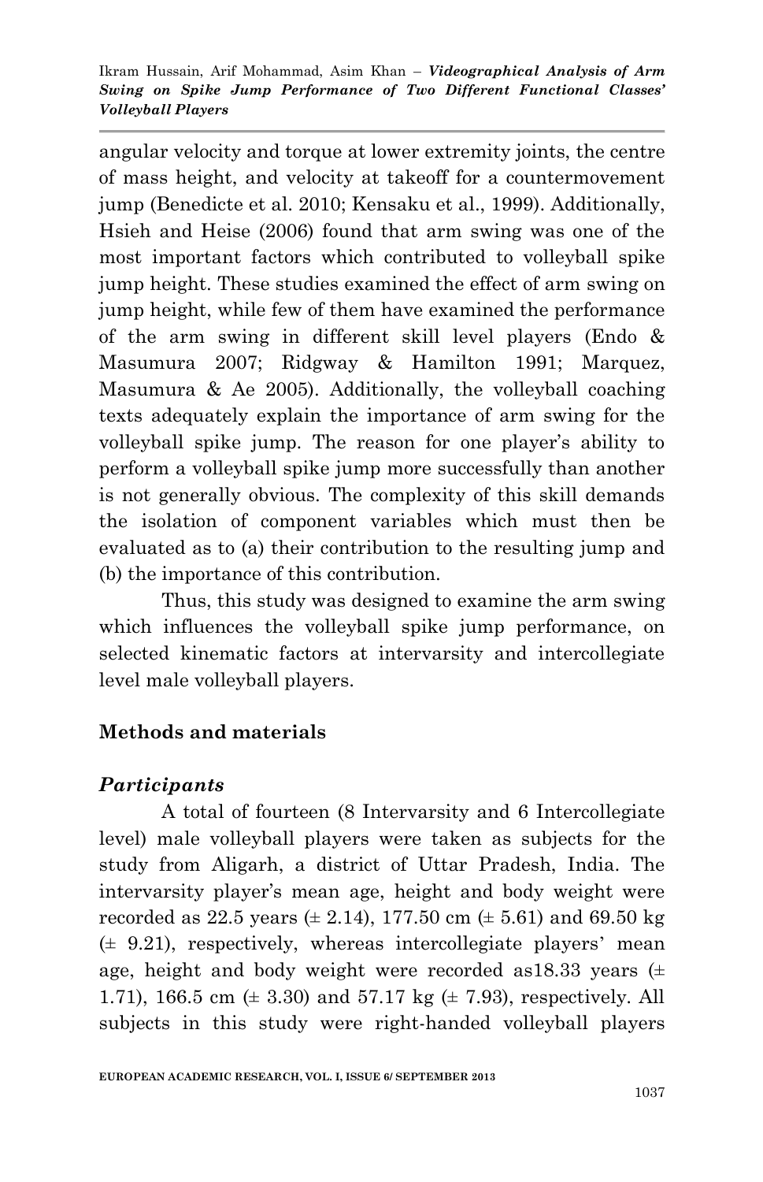angular velocity and torque at lower extremity joints, the centre of mass height, and velocity at takeoff for a countermovement jump (Benedicte et al. 2010; Kensaku et al., 1999). Additionally, Hsieh and Heise (2006) found that arm swing was one of the most important factors which contributed to volleyball spike jump height. These studies examined the effect of arm swing on jump height, while few of them have examined the performance of the arm swing in different skill level players (Endo & Masumura 2007; Ridgway & Hamilton 1991; Marquez, Masumura & Ae 2005). Additionally, the volleyball coaching texts adequately explain the importance of arm swing for the volleyball spike jump. The reason for one player's ability to perform a volleyball spike jump more successfully than another is not generally obvious. The complexity of this skill demands the isolation of component variables which must then be evaluated as to (a) their contribution to the resulting jump and (b) the importance of this contribution.

Thus, this study was designed to examine the arm swing which influences the volleyball spike jump performance, on selected kinematic factors at intervarsity and intercollegiate level male volleyball players.

## Methods and materials

### *Participants*

A total of fourteen (8 Intervarsity and 6 Intercollegiate level) male volleyball players were taken as subjects for the study from Aligarh, a district of Uttar Pradesh, India. The intervarsity player's mean age, height and body weight were recorded as 22.5 years (± 2.14), 177.50 cm (± 5.61) and 69.50 kg (± 9.21), respectively, whereas intercollegiate players' mean age, height and body weight were recorded as18.33 years (± 1.71), 166.5 cm (± 3.30) and 57.17 kg (± 7.93), respectively. All subjects in this study were right-handed volleyball players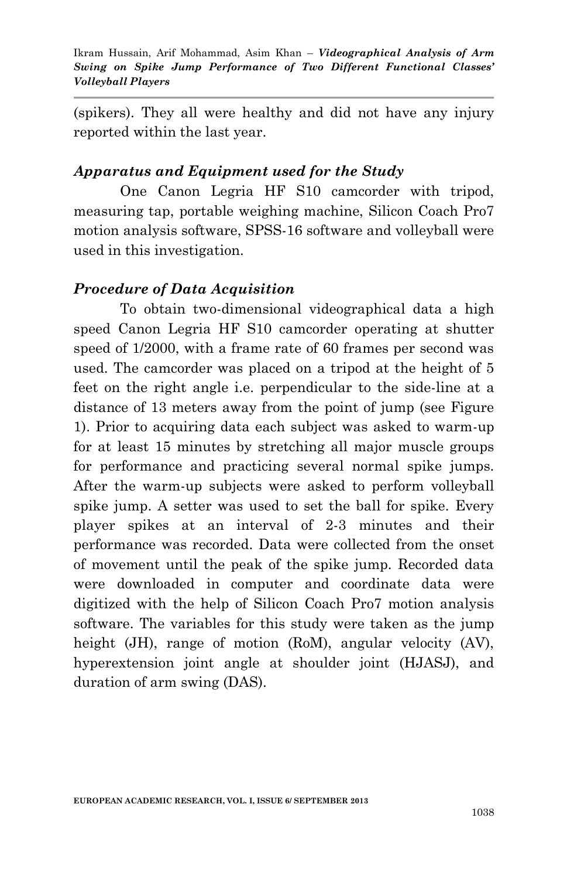(spikers). They all were healthy and did not have any injury reported within the last year.

### *Apparatus and Equipment used for the Study*

One Canon Legria HF S10 camcorder with tripod, measuring tap, portable weighing machine, Silicon Coach Pro7 motion analysis software, SPSS-16 software and volleyball were used in this investigation.

### *Procedure of Data Acquisition*

To obtain two-dimensional videographical data a high speed Canon Legria HF S10 camcorder operating at shutter speed of 1/2000, with a frame rate of 60 frames per second was used. The camcorder was placed on a tripod at the height of 5 feet on the right angle i.e. perpendicular to the side-line at a distance of 13 meters away from the point of jump (see Figure 1). Prior to acquiring data each subject was asked to warm-up for at least 15 minutes by stretching all major muscle groups for performance and practicing several normal spike jumps. After the warm-up subjects were asked to perform volleyball spike jump. A setter was used to set the ball for spike. Every player spikes at an interval of 2-3 minutes and their performance was recorded. Data were collected from the onset of movement until the peak of the spike jump. Recorded data were downloaded in computer and coordinate data were digitized with the help of Silicon Coach Pro7 motion analysis software. The variables for this study were taken as the jump height (JH), range of motion (RoM), angular velocity (AV), hyperextension joint angle at shoulder joint (HJASJ), and duration of arm swing (DAS).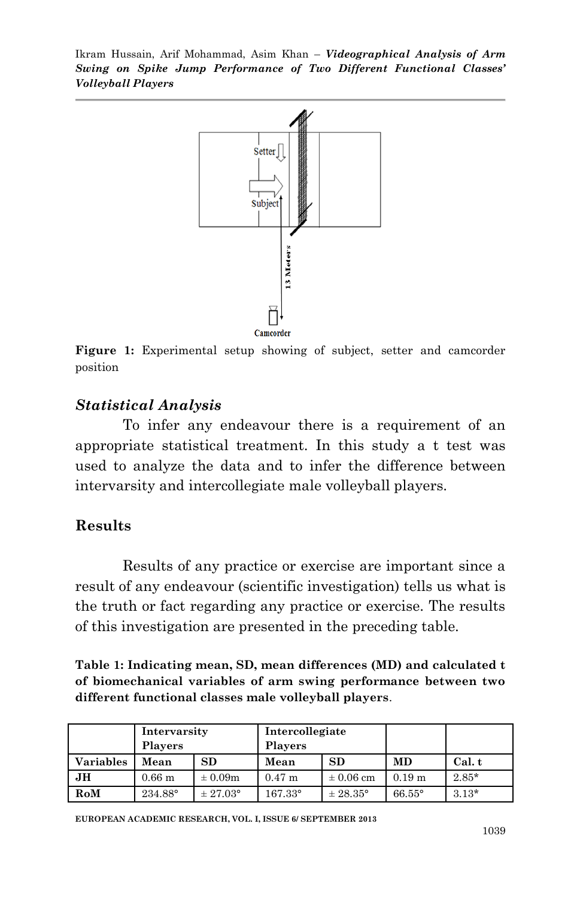Figure 1: Experimental setup showing of subject, setter and camcorder position

### *Statistical Analysis*

To infer any endeavour there is a requirement of an appropriate statistical treatment. In this study a t test was used to analyze the data and to infer the difference between intervarsity and intercollegiate male volleyball players.

## Results

Results of any practice or exercise are important since a result of any endeavour (scientific investigation) tells us what is the truth or fact regarding any practice or exercise. The results of this investigation are presented in the preceding table.

**Table 1: Indicating mean, SD, mean differences (MD) and calculated t of biomechanical variables of arm swing performance between two different functional classes male volleyball players**.

| | Intervarsity Players | | Intercollegiate Players | | | |
|---|---|---|---|---|---|---|
| **Variables** | **Mean** | **SD** | **Mean** | **SD** | **MD** | **Cal. t** |
| **JH** | 0.66 m | ± 0.09m | 0.47 m | ± 0.06 cm | 0.19 m | 2.85* |
| **RoM** | 234.88° | ± 27.03° | 167.33° | ± 28.35° | 66.55° | 3.13* |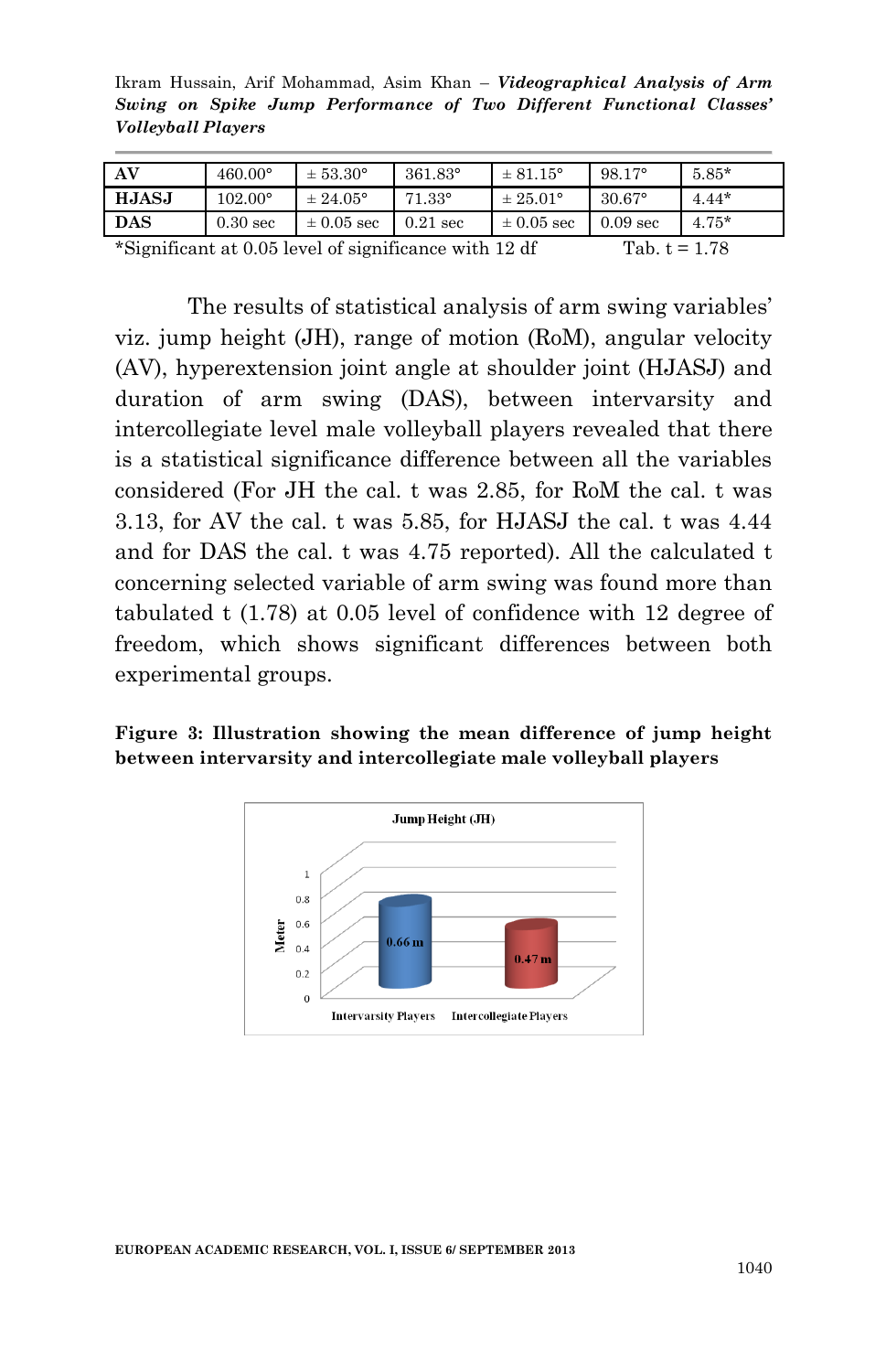| AV | 460.00° | ± 53.30° | 361.83° | ± 81.15° | 98.17° | 5.85* |
|---|---|---|---|---|---|---|
| **HJASJ** | 102.00° | ± 24.05° | 71.33° | ± 25.01° | 30.67° | 4.44* |
| **DAS** | 0.30 sec | ± 0.05 sec | 0.21 sec | ± 0.05 sec | 0.09 sec | 4.75* |

*Significant at 0.05 level of significance with 12 df Tab. t = 1.78

The results of statistical analysis of arm swing variables' viz. jump height (JH), range of motion (RoM), angular velocity (AV), hyperextension joint angle at shoulder joint (HJASJ) and duration of arm swing (DAS), between intervarsity and intercollegiate level male volleyball players revealed that there is a statistical significance difference between all the variables considered (For JH the cal. t was 2.85, for RoM the cal. t was 3.13, for AV the cal. t was 5.85, for HJASJ the cal. t was 4.44 and for DAS the cal. t was 4.75 reported). All the calculated t concerning selected variable of arm swing was found more than tabulated t (1.78) at 0.05 level of confidence with 12 degree of freedom, which shows significant differences between both experimental groups.

**Figure 3: Illustration showing the mean difference of jump height between intervarsity and intercollegiate male volleyball players**

Jump Height (JH)

Meter

0.66 m — Intervarsity Players

0.47 m — Intercollegiate Players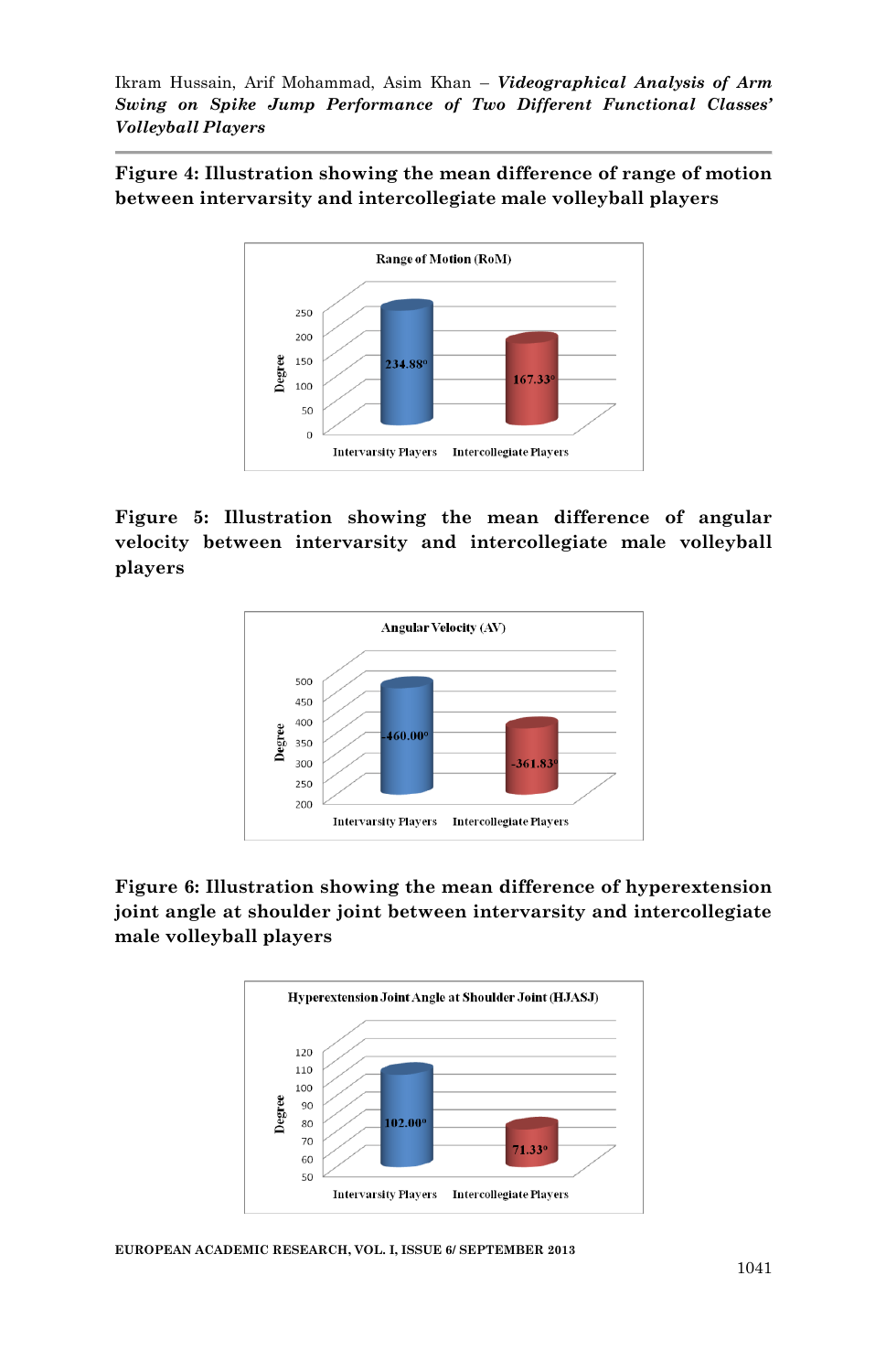**Figure 4: Illustration showing the mean difference of range of motion between intervarsity and intercollegiate male volleyball players**

Range of Motion (RoM)

| | Intervarsity Players | Intercollegiate Players |
|---|---|---|
| Degree | 234.88° | 167.33° |

**Figure 5: Illustration showing the mean difference of angular velocity between intervarsity and intercollegiate male volleyball players**

Angular Velocity (AV)

| | Intervarsity Players | Intercollegiate Players |
|---|---|---|
| Degree | 460.00° | 361.83° |

**Figure 6: Illustration showing the mean difference of hyperextension joint angle at shoulder joint between intervarsity and intercollegiate male volleyball players**

Hyperextension Joint Angle at Shoulder Joint (HJASJ)

| | Intervarsity Players | Intercollegiate Players |
|---|---|---|
| Degree | 102.00° | 71.33° |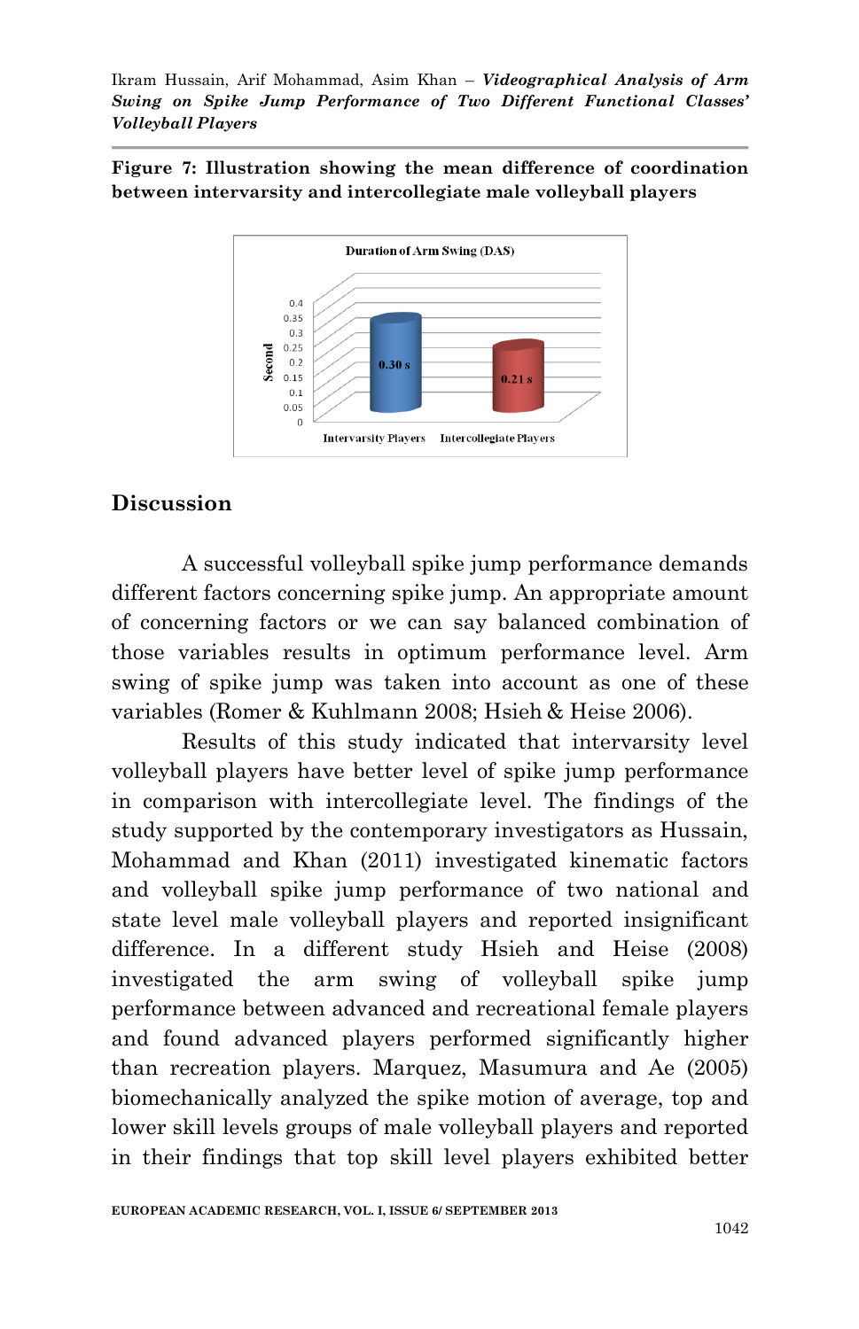**Figure 7: Illustration showing the mean difference of coordination between intervarsity and intercollegiate male volleyball players**

## Discussion

A successful volleyball spike jump performance demands different factors concerning spike jump. An appropriate amount of concerning factors or we can say balanced combination of those variables results in optimum performance level. Arm swing of spike jump was taken into account as one of these variables (Romer & Kuhlmann 2008; Hsieh & Heise 2006).

Results of this study indicated that intervarsity level volleyball players have better level of spike jump performance in comparison with intercollegiate level. The findings of the study supported by the contemporary investigators as Hussain, Mohammad and Khan (2011) investigated kinematic factors and volleyball spike jump performance of two national and state level male volleyball players and reported insignificant difference. In a different study Hsieh and Heise (2008) investigated the arm swing of volleyball spike jump performance between advanced and recreational female players and found advanced players performed significantly higher than recreation players. Marquez, Masumura and Ae (2005) biomechanically analyzed the spike motion of average, top and lower skill levels groups of male volleyball players and reported in their findings that top skill level players exhibited better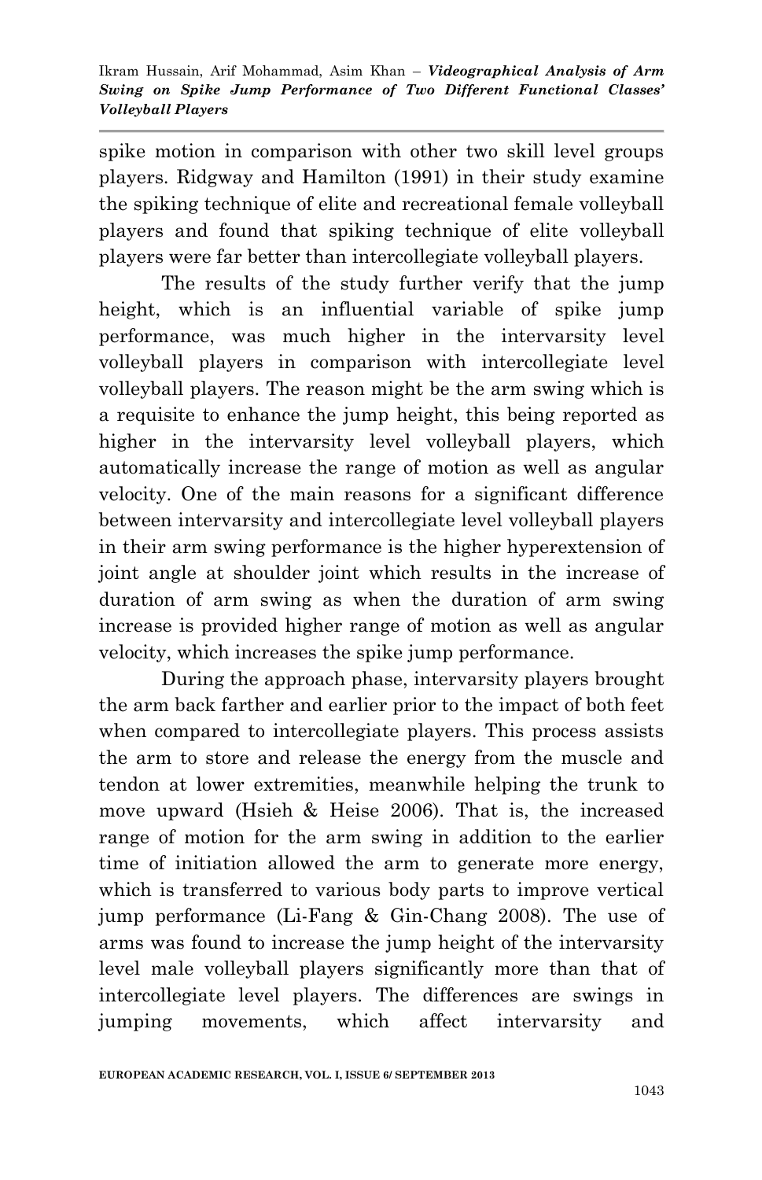spike motion in comparison with other two skill level groups players. Ridgway and Hamilton (1991) in their study examine the spiking technique of elite and recreational female volleyball players and found that spiking technique of elite volleyball players were far better than intercollegiate volleyball players.

The results of the study further verify that the jump height, which is an influential variable of spike jump performance, was much higher in the intervarsity level volleyball players in comparison with intercollegiate level volleyball players. The reason might be the arm swing which is a requisite to enhance the jump height, this being reported as higher in the intervarsity level volleyball players, which automatically increase the range of motion as well as angular velocity. One of the main reasons for a significant difference between intervarsity and intercollegiate level volleyball players in their arm swing performance is the higher hyperextension of joint angle at shoulder joint which results in the increase of duration of arm swing as when the duration of arm swing increase is provided higher range of motion as well as angular velocity, which increases the spike jump performance.

During the approach phase, intervarsity players brought the arm back farther and earlier prior to the impact of both feet when compared to intercollegiate players. This process assists the arm to store and release the energy from the muscle and tendon at lower extremities, meanwhile helping the trunk to move upward (Hsieh & Heise 2006). That is, the increased range of motion for the arm swing in addition to the earlier time of initiation allowed the arm to generate more energy, which is transferred to various body parts to improve vertical jump performance (Li-Fang & Gin-Chang 2008). The use of arms was found to increase the jump height of the intervarsity level male volleyball players significantly more than that of intercollegiate level players. The differences are swings in jumping movements, which affect intervarsity and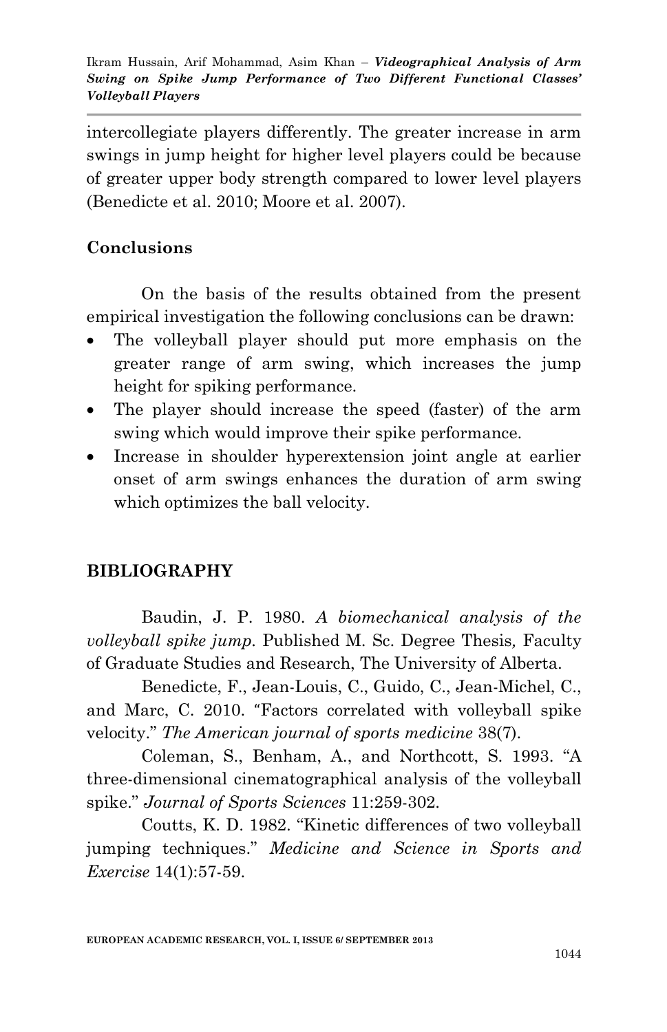intercollegiate players differently. The greater increase in arm swings in jump height for higher level players could be because of greater upper body strength compared to lower level players (Benedicte et al. 2010; Moore et al. 2007).

## Conclusions

On the basis of the results obtained from the present empirical investigation the following conclusions can be drawn:

- The volleyball player should put more emphasis on the greater range of arm swing, which increases the jump height for spiking performance.
- The player should increase the speed (faster) of the arm swing which would improve their spike performance.
- Increase in shoulder hyperextension joint angle at earlier onset of arm swings enhances the duration of arm swing which optimizes the ball velocity.

## BIBLIOGRAPHY

Baudin, J. P. 1980. *A biomechanical analysis of the volleyball spike jump.* Published M. Sc. Degree Thesis*,* Faculty of Graduate Studies and Research, The University of Alberta.

Benedicte, F., Jean-Louis, C., Guido, C., Jean-Michel, C., and Marc, C. 2010. "Factors correlated with volleyball spike velocity." *The American journal of sports medicine* 38(7).

Coleman, S., Benham, A., and Northcott, S. 1993. "A three-dimensional cinematographical analysis of the volleyball spike." *Journal of Sports Sciences* 11:259-302.

Coutts, K. D. 1982. "Kinetic differences of two volleyball jumping techniques." *Medicine and Science in Sports and Exercise* 14(1):57-59.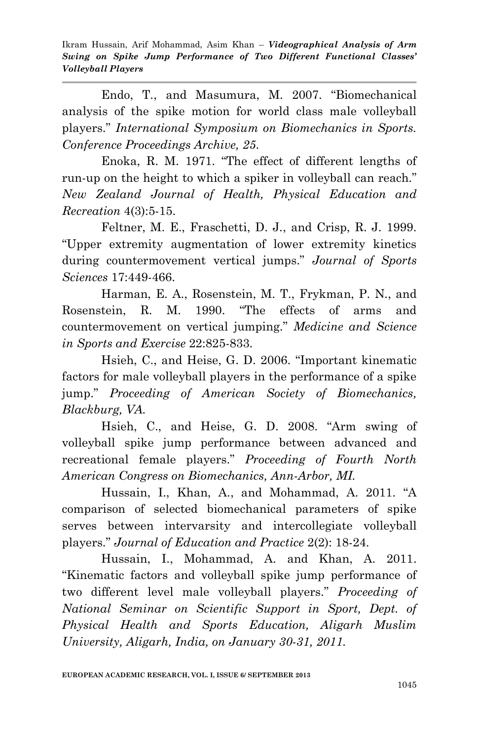Endo, T., and Masumura, M. 2007. "Biomechanical analysis of the spike motion for world class male volleyball players." *International Symposium on Biomechanics in Sports. Conference Proceedings Archive, 25.*

Enoka, R. M. 1971. "The effect of different lengths of run-up on the height to which a spiker in volleyball can reach." *New Zealand Journal of Health, Physical Education and Recreation* 4(3):5-15.

Feltner, M. E., Fraschetti, D. J., and Crisp, R. J. 1999. "Upper extremity augmentation of lower extremity kinetics during countermovement vertical jumps." *Journal of Sports Sciences* 17:449-466.

Harman, E. A., Rosenstein, M. T., Frykman, P. N., and Rosenstein, R. M. 1990. "The effects of arms and countermovement on vertical jumping." *Medicine and Science in Sports and Exercise* 22:825-833.

Hsieh, C., and Heise, G. D. 2006. "Important kinematic factors for male volleyball players in the performance of a spike jump." *Proceeding of American Society of Biomechanics, Blackburg, VA.*

Hsieh, C., and Heise, G. D. 2008. "Arm swing of volleyball spike jump performance between advanced and recreational female players." *Proceeding of Fourth North American Congress on Biomechanics, Ann-Arbor, MI.*

Hussain, I., Khan, A., and Mohammad, A. 2011. "A comparison of selected biomechanical parameters of spike serves between intervarsity and intercollegiate volleyball players." *Journal of Education and Practice* 2(2): 18-24.

Hussain, I., Mohammad, A. and Khan, A. 2011. "Kinematic factors and volleyball spike jump performance of two different level male volleyball players." *Proceeding of National Seminar on Scientific Support in Sport, Dept. of Physical Health and Sports Education, Aligarh Muslim University, Aligarh, India, on January 30-31, 2011.*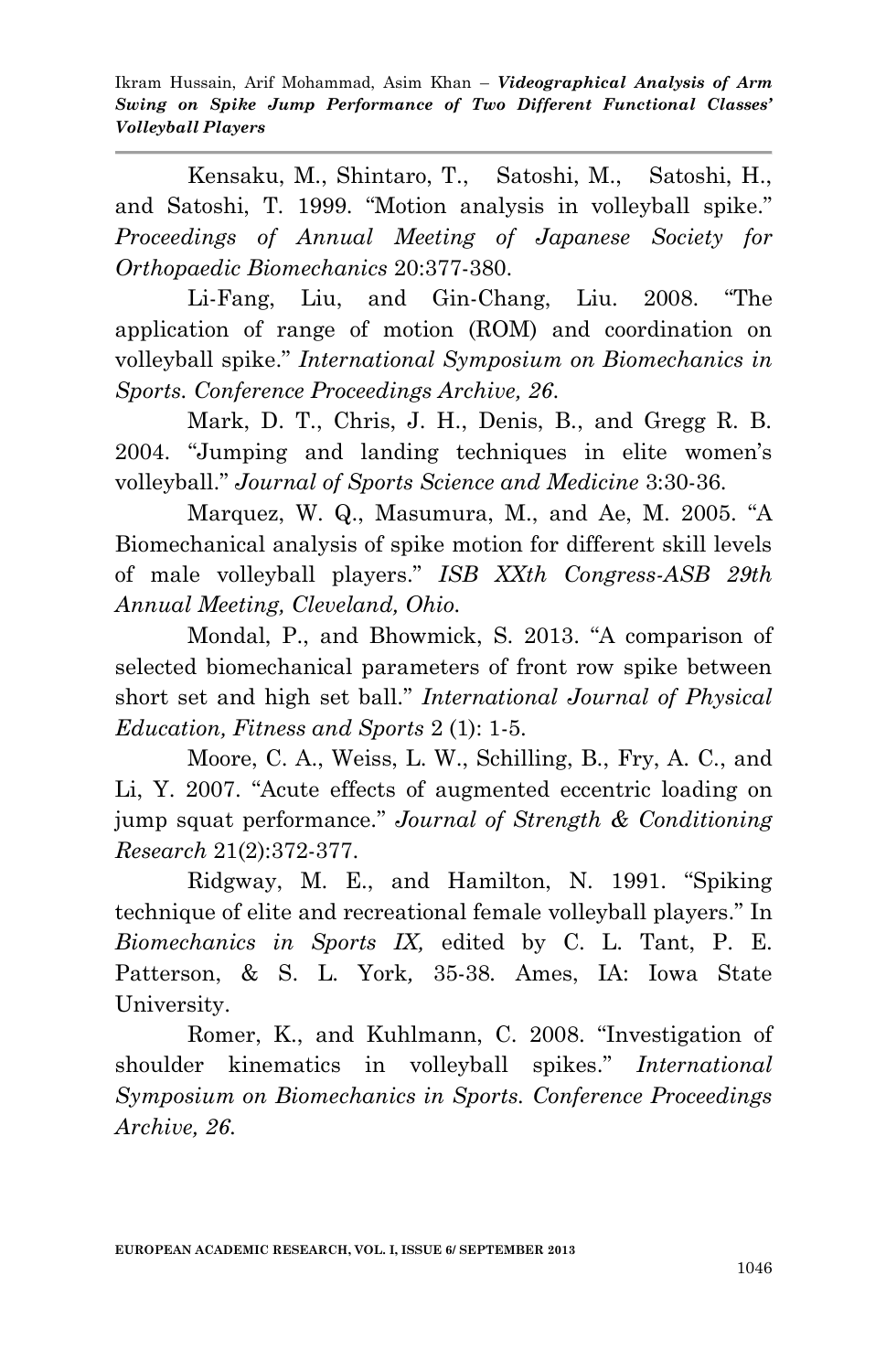Kensaku, M., Shintaro, T., Satoshi, M., Satoshi, H., and Satoshi, T. 1999. "Motion analysis in volleyball spike." *Proceedings of Annual Meeting of Japanese Society for Orthopaedic Biomechanics* 20:377-380.

Li-Fang, Liu, and Gin-Chang, Liu. 2008. "The application of range of motion (ROM) and coordination on volleyball spike." *International Symposium on Biomechanics in Sports. Conference Proceedings Archive, 26*.

Mark, D. T., Chris, J. H., Denis, B., and Gregg R. B. 2004. "Jumping and landing techniques in elite women's volleyball." *Journal of Sports Science and Medicine* 3:30-36.

Marquez, W. Q., Masumura, M., and Ae, M. 2005. "A Biomechanical analysis of spike motion for different skill levels of male volleyball players." *ISB XXth Congress-ASB 29th Annual Meeting, Cleveland, Ohio*.

Mondal, P., and Bhowmick, S. 2013. "A comparison of selected biomechanical parameters of front row spike between short set and high set ball." *International Journal of Physical Education, Fitness and Sports* 2 (1): 1-5.

Moore, C. A., Weiss, L. W., Schilling, B., Fry, A. C., and Li, Y. 2007. "Acute effects of augmented eccentric loading on jump squat performance." *Journal of Strength & Conditioning Research* 21(2):372-377.

Ridgway, M. E., and Hamilton, N. 1991. "Spiking technique of elite and recreational female volleyball players." In *Biomechanics in Sports IX,* edited by C. L. Tant, P. E. Patterson, & S. L. York*,* 35-38. Ames, IA: Iowa State University.

Romer, K., and Kuhlmann, C. 2008. "Investigation of shoulder kinematics in volleyball spikes." *International Symposium on Biomechanics in Sports. Conference Proceedings Archive, 26*.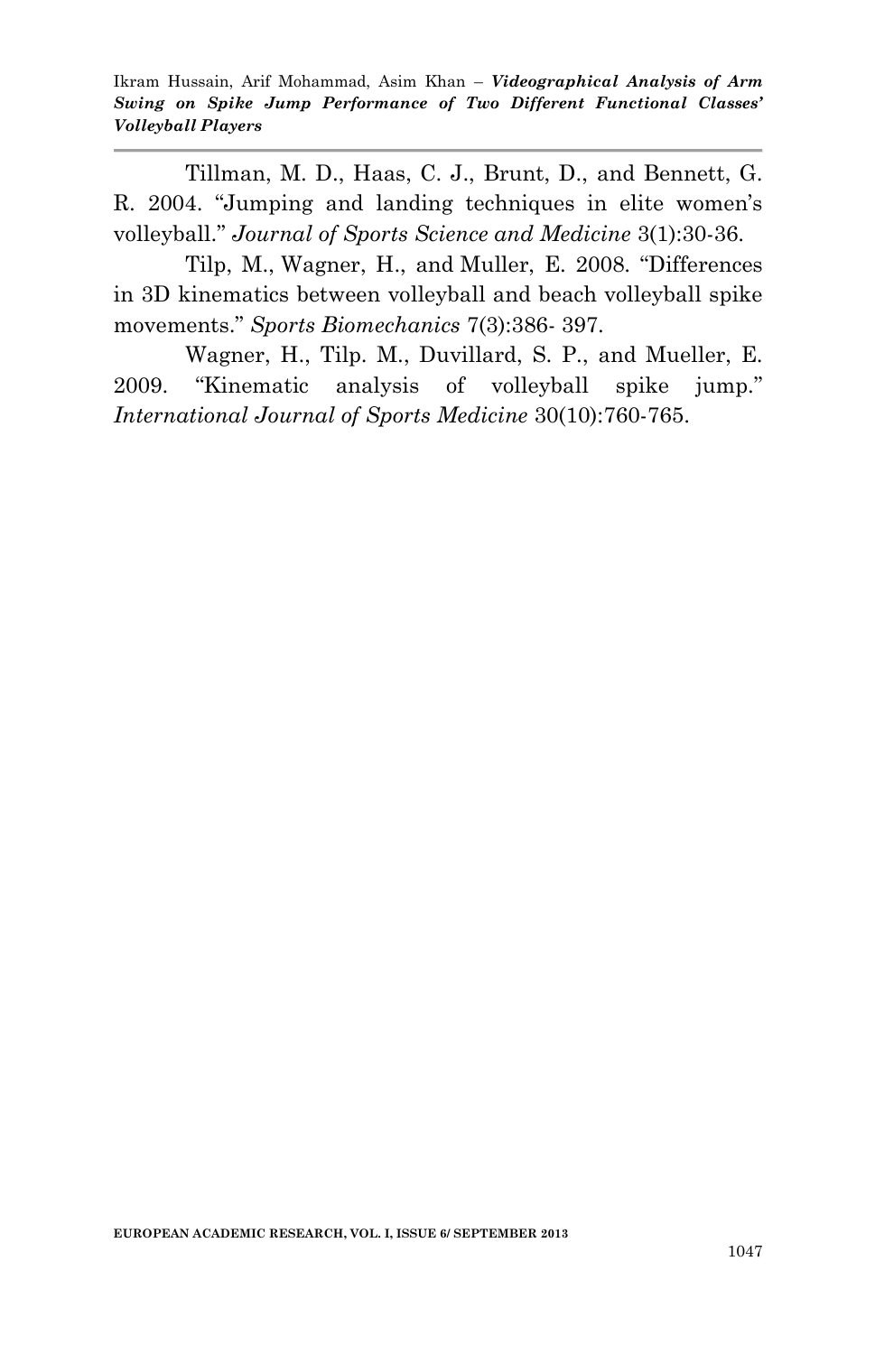Tillman, M. D., Haas, C. J., Brunt, D., and Bennett, G. R. 2004. "Jumping and landing techniques in elite women's volleyball." *Journal of Sports Science and Medicine* 3(1):30-36.

Tilp, M., Wagner, H., and Muller, E. 2008. "Differences in 3D kinematics between volleyball and beach volleyball spike movements." *Sports Biomechanics* 7(3):386- 397.

Wagner, H., Tilp. M., Duvillard, S. P., and Mueller, E. 2009. "Kinematic analysis of volleyball spike jump." *International Journal of Sports Medicine* 30(10):760-765.